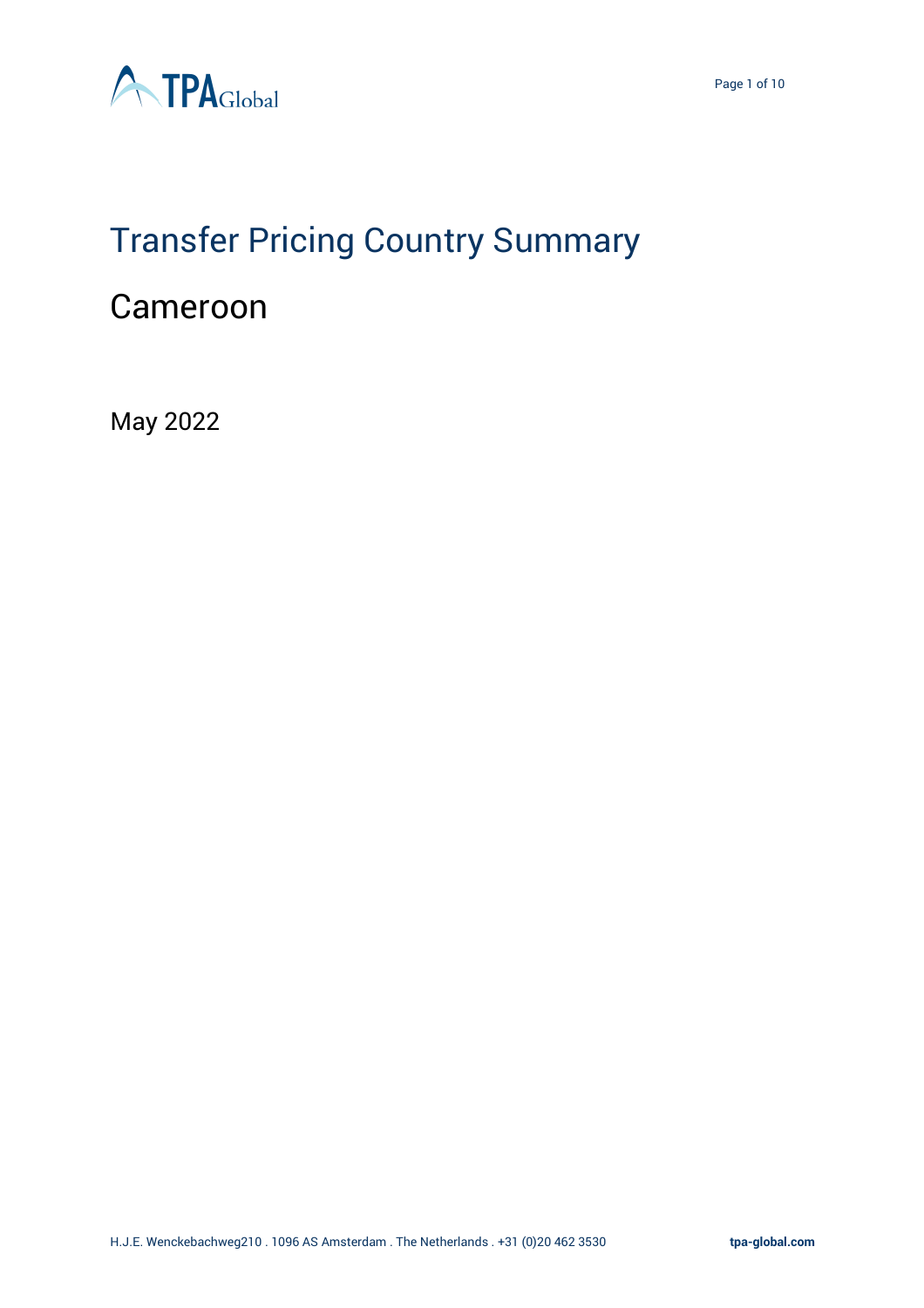# Transfer Pricing Country Summary

## Cameroon

May 2022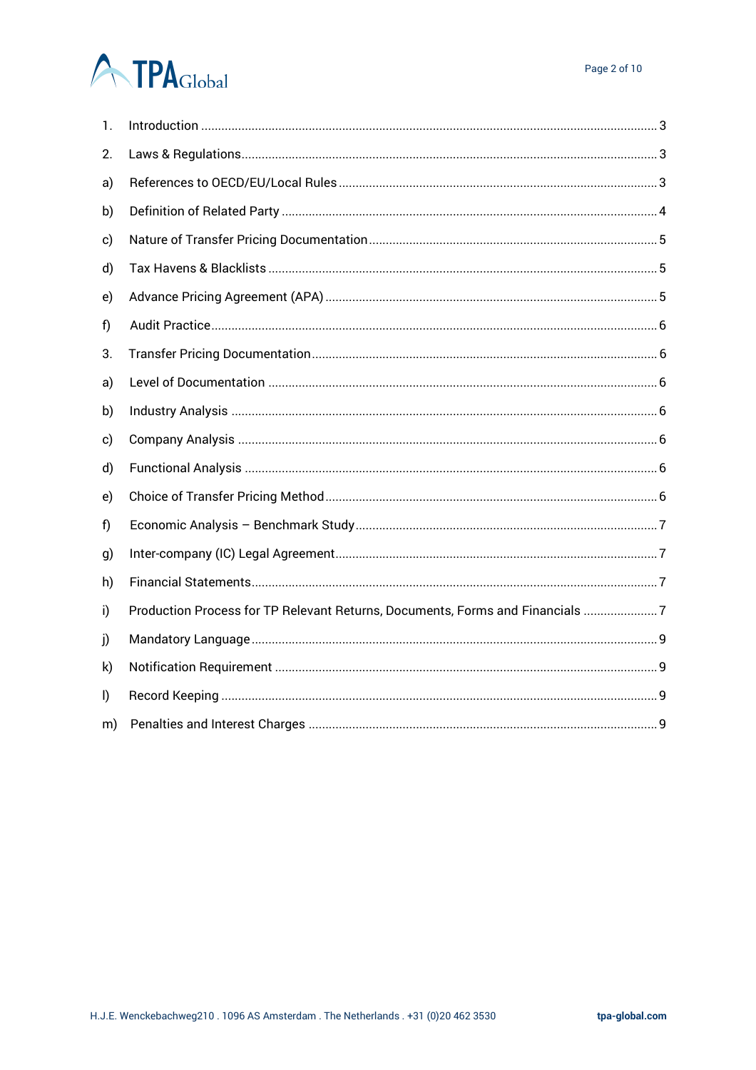1. Introduction ........................................................................................................................ 3
2. Laws & Regulations............................................................................................................ 3

a) References to OECD/EU/Local Rules ................................................................................ 3

b) Definition of Related Party ................................................................................................ 4

c) Nature of Transfer Pricing Documentation ....................................................................... 5

d) Tax Havens & Blacklists .................................................................................................... 5

e) Advance Pricing Agreement (APA) ................................................................................... 5

f) Audit Practice...................................................................................................................... 6

3. Transfer Pricing Documentation ........................................................................................ 6

a) Level of Documentation .................................................................................................... 6

b) Industry Analysis ............................................................................................................... 6

c) Company Analysis ............................................................................................................. 6

d) Functional Analysis ........................................................................................................... 6

e) Choice of Transfer Pricing Method .................................................................................... 6

f) Economic Analysis – Benchmark Study ............................................................................. 7

g) Inter-company (IC) Legal Agreement ................................................................................. 7

h) Financial Statements .......................................................................................................... 7

i) Production Process for TP Relevant Returns, Documents, Forms and Financials ...................... 7

j) Mandatory Language .......................................................................................................... 9

k) Notification Requirement .................................................................................................. 9

l) Record Keeping .................................................................................................................. 9

m) Penalties and Interest Charges ......................................................................................... 9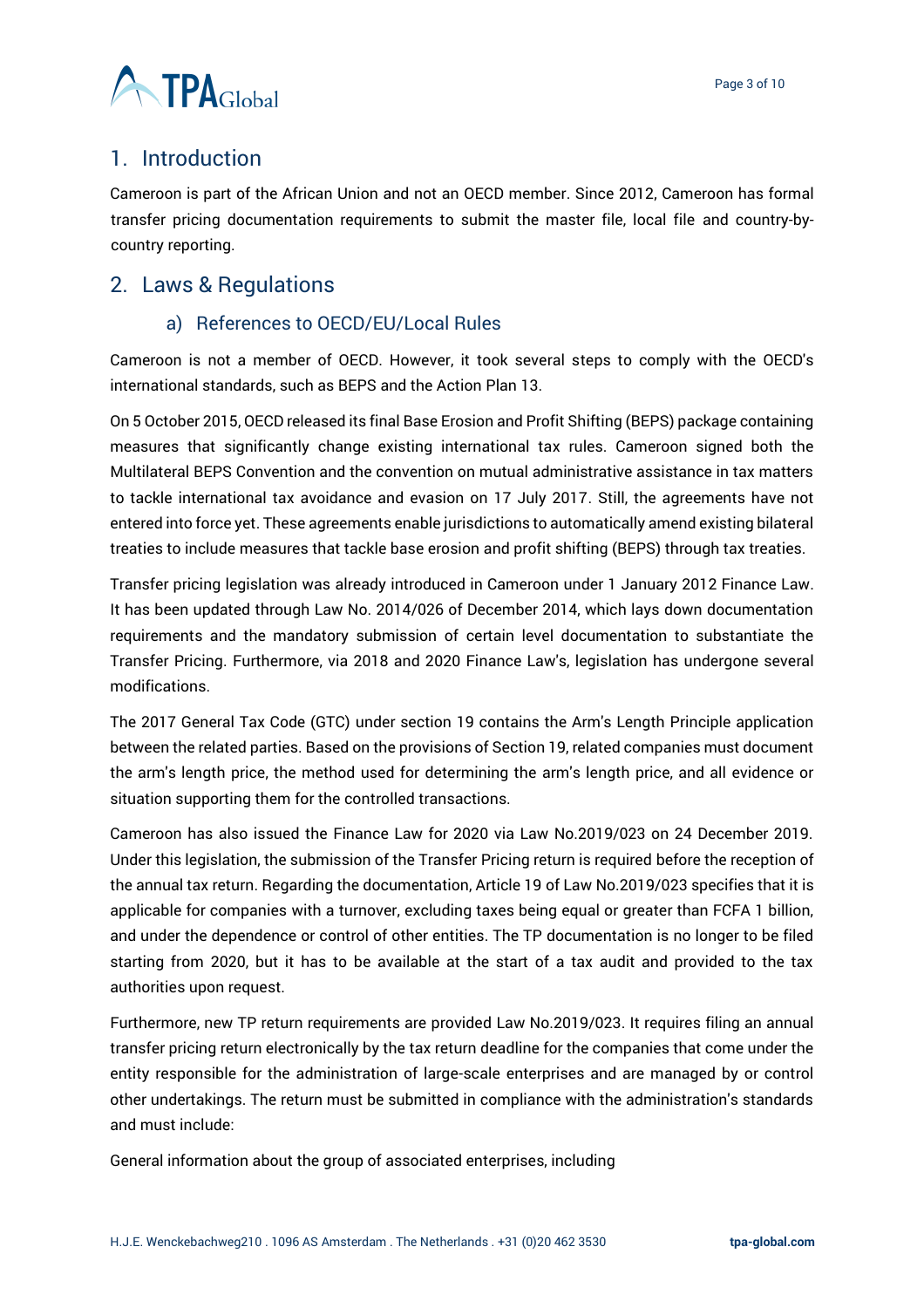## 1. Introduction

Cameroon is part of the African Union and not an OECD member. Since 2012, Cameroon has formal transfer pricing documentation requirements to submit the master file, local file and country-by-country reporting.

## 2. Laws & Regulations

### a) References to OECD/EU/Local Rules

Cameroon is not a member of OECD. However, it took several steps to comply with the OECD's international standards, such as BEPS and the Action Plan 13.

On 5 October 2015, OECD released its final Base Erosion and Profit Shifting (BEPS) package containing measures that significantly change existing international tax rules. Cameroon signed both the Multilateral BEPS Convention and the convention on mutual administrative assistance in tax matters to tackle international tax avoidance and evasion on 17 July 2017. Still, the agreements have not entered into force yet. These agreements enable jurisdictions to automatically amend existing bilateral treaties to include measures that tackle base erosion and profit shifting (BEPS) through tax treaties.

Transfer pricing legislation was already introduced in Cameroon under 1 January 2012 Finance Law. It has been updated through Law No. 2014/026 of December 2014, which lays down documentation requirements and the mandatory submission of certain level documentation to substantiate the Transfer Pricing. Furthermore, via 2018 and 2020 Finance Law's, legislation has undergone several modifications.

The 2017 General Tax Code (GTC) under section 19 contains the Arm's Length Principle application between the related parties. Based on the provisions of Section 19, related companies must document the arm's length price, the method used for determining the arm's length price, and all evidence or situation supporting them for the controlled transactions.

Cameroon has also issued the Finance Law for 2020 via Law No.2019/023 on 24 December 2019. Under this legislation, the submission of the Transfer Pricing return is required before the reception of the annual tax return. Regarding the documentation, Article 19 of Law No.2019/023 specifies that it is applicable for companies with a turnover, excluding taxes being equal or greater than FCFA 1 billion, and under the dependence or control of other entities. The TP documentation is no longer to be filed starting from 2020, but it has to be available at the start of a tax audit and provided to the tax authorities upon request.

Furthermore, new TP return requirements are provided Law No.2019/023. It requires filing an annual transfer pricing return electronically by the tax return deadline for the companies that come under the entity responsible for the administration of large-scale enterprises and are managed by or control other undertakings. The return must be submitted in compliance with the administration's standards and must include:

General information about the group of associated enterprises, including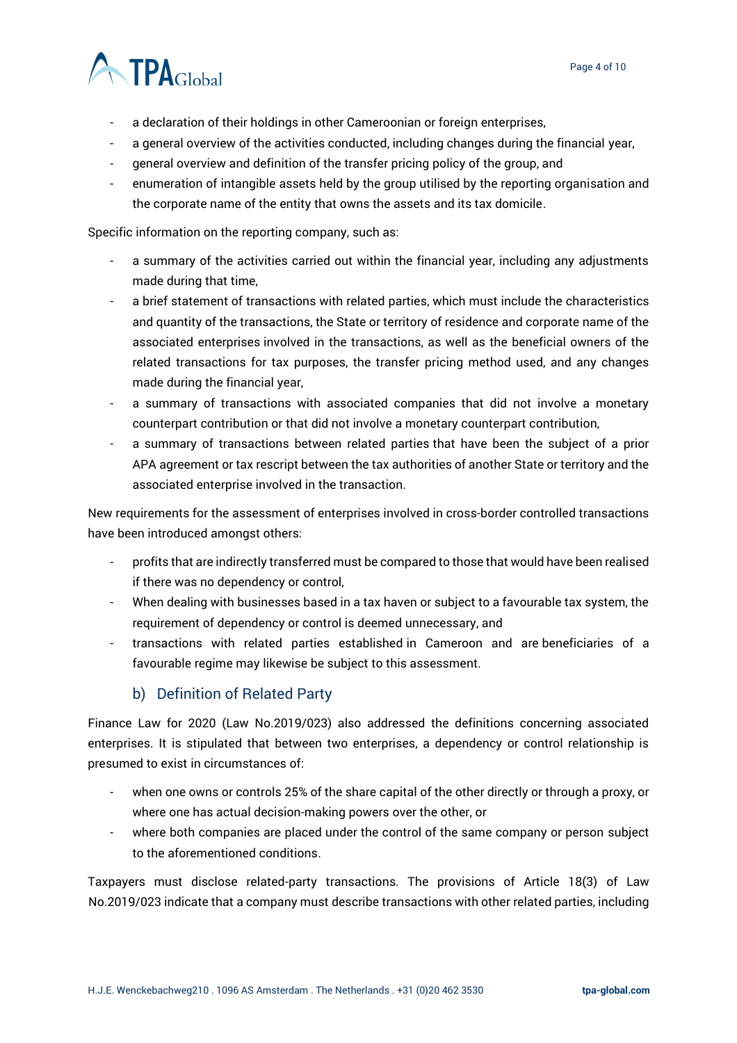- a declaration of their holdings in other Cameroonian or foreign enterprises,
- a general overview of the activities conducted, including changes during the financial year,
- general overview and definition of the transfer pricing policy of the group, and
- enumeration of intangible assets held by the group utilised by the reporting organisation and the corporate name of the entity that owns the assets and its tax domicile.

Specific information on the reporting company, such as:

- a summary of the activities carried out within the financial year, including any adjustments made during that time,
- a brief statement of transactions with related parties, which must include the characteristics and quantity of the transactions, the State or territory of residence and corporate name of the associated enterprises involved in the transactions, as well as the beneficial owners of the related transactions for tax purposes, the transfer pricing method used, and any changes made during the financial year,
- a summary of transactions with associated companies that did not involve a monetary counterpart contribution or that did not involve a monetary counterpart contribution,
- a summary of transactions between related parties that have been the subject of a prior APA agreement or tax rescript between the tax authorities of another State or territory and the associated enterprise involved in the transaction.

New requirements for the assessment of enterprises involved in cross-border controlled transactions have been introduced amongst others:

- profits that are indirectly transferred must be compared to those that would have been realised if there was no dependency or control,
- When dealing with businesses based in a tax haven or subject to a favourable tax system, the requirement of dependency or control is deemed unnecessary, and
- transactions with related parties established in Cameroon and are beneficiaries of a favourable regime may likewise be subject to this assessment.

### b) Definition of Related Party

Finance Law for 2020 (Law No.2019/023) also addressed the definitions concerning associated enterprises. It is stipulated that between two enterprises, a dependency or control relationship is presumed to exist in circumstances of:

- when one owns or controls 25% of the share capital of the other directly or through a proxy, or where one has actual decision-making powers over the other, or
- where both companies are placed under the control of the same company or person subject to the aforementioned conditions.

Taxpayers must disclose related-party transactions. The provisions of Article 18(3) of Law No.2019/023 indicate that a company must describe transactions with other related parties, including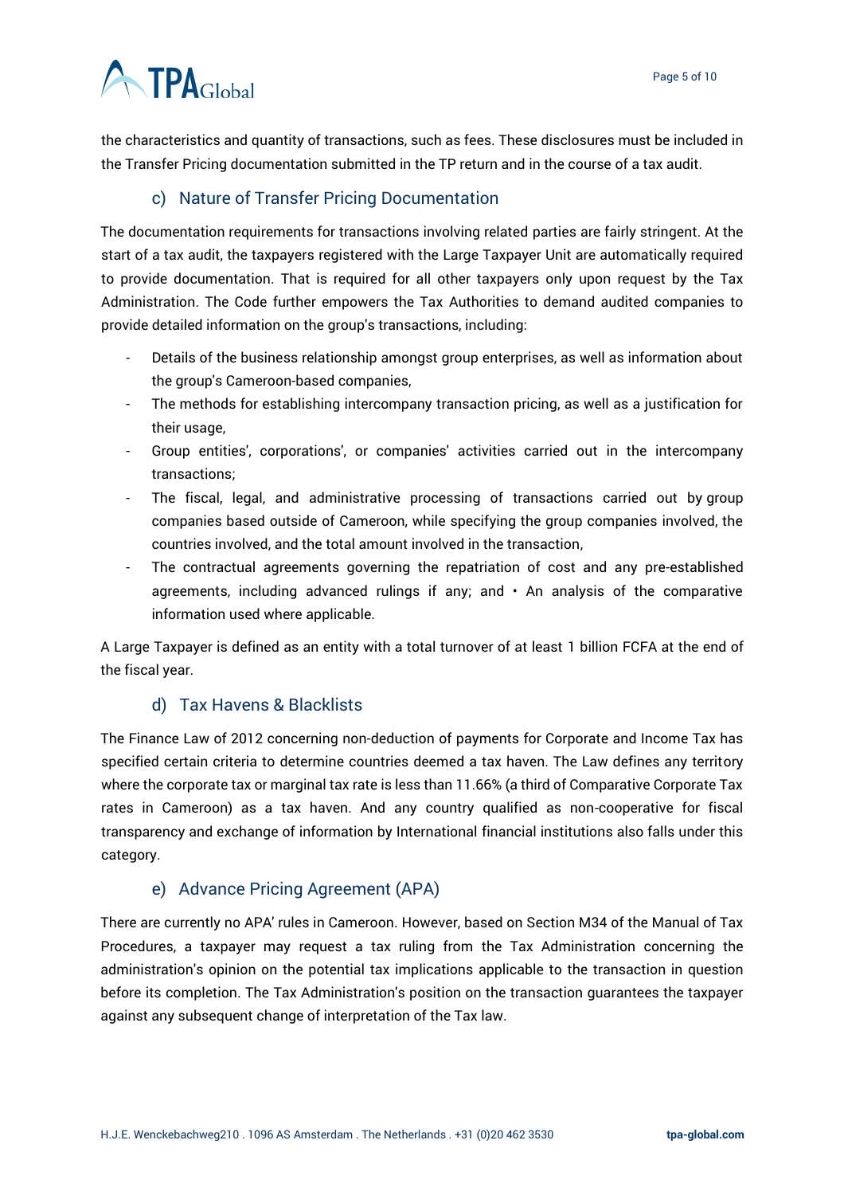the characteristics and quantity of transactions, such as fees. These disclosures must be included in the Transfer Pricing documentation submitted in the TP return and in the course of a tax audit.

### c) Nature of Transfer Pricing Documentation

The documentation requirements for transactions involving related parties are fairly stringent. At the start of a tax audit, the taxpayers registered with the Large Taxpayer Unit are automatically required to provide documentation. That is required for all other taxpayers only upon request by the Tax Administration. The Code further empowers the Tax Authorities to demand audited companies to provide detailed information on the group's transactions, including:

- Details of the business relationship amongst group enterprises, as well as information about the group's Cameroon-based companies,
- The methods for establishing intercompany transaction pricing, as well as a justification for their usage,
- Group entities', corporations', or companies' activities carried out in the intercompany transactions;
- The fiscal, legal, and administrative processing of transactions carried out by group companies based outside of Cameroon, while specifying the group companies involved, the countries involved, and the total amount involved in the transaction,
- The contractual agreements governing the repatriation of cost and any pre-established agreements, including advanced rulings if any; and • An analysis of the comparative information used where applicable.

A Large Taxpayer is defined as an entity with a total turnover of at least 1 billion FCFA at the end of the fiscal year.

### d) Tax Havens & Blacklists

The Finance Law of 2012 concerning non-deduction of payments for Corporate and Income Tax has specified certain criteria to determine countries deemed a tax haven. The Law defines any territory where the corporate tax or marginal tax rate is less than 11.66% (a third of Comparative Corporate Tax rates in Cameroon) as a tax haven. And any country qualified as non-cooperative for fiscal transparency and exchange of information by International financial institutions also falls under this category.

### e) Advance Pricing Agreement (APA)

There are currently no APA' rules in Cameroon. However, based on Section M34 of the Manual of Tax Procedures, a taxpayer may request a tax ruling from the Tax Administration concerning the administration's opinion on the potential tax implications applicable to the transaction in question before its completion. The Tax Administration's position on the transaction guarantees the taxpayer against any subsequent change of interpretation of the Tax law.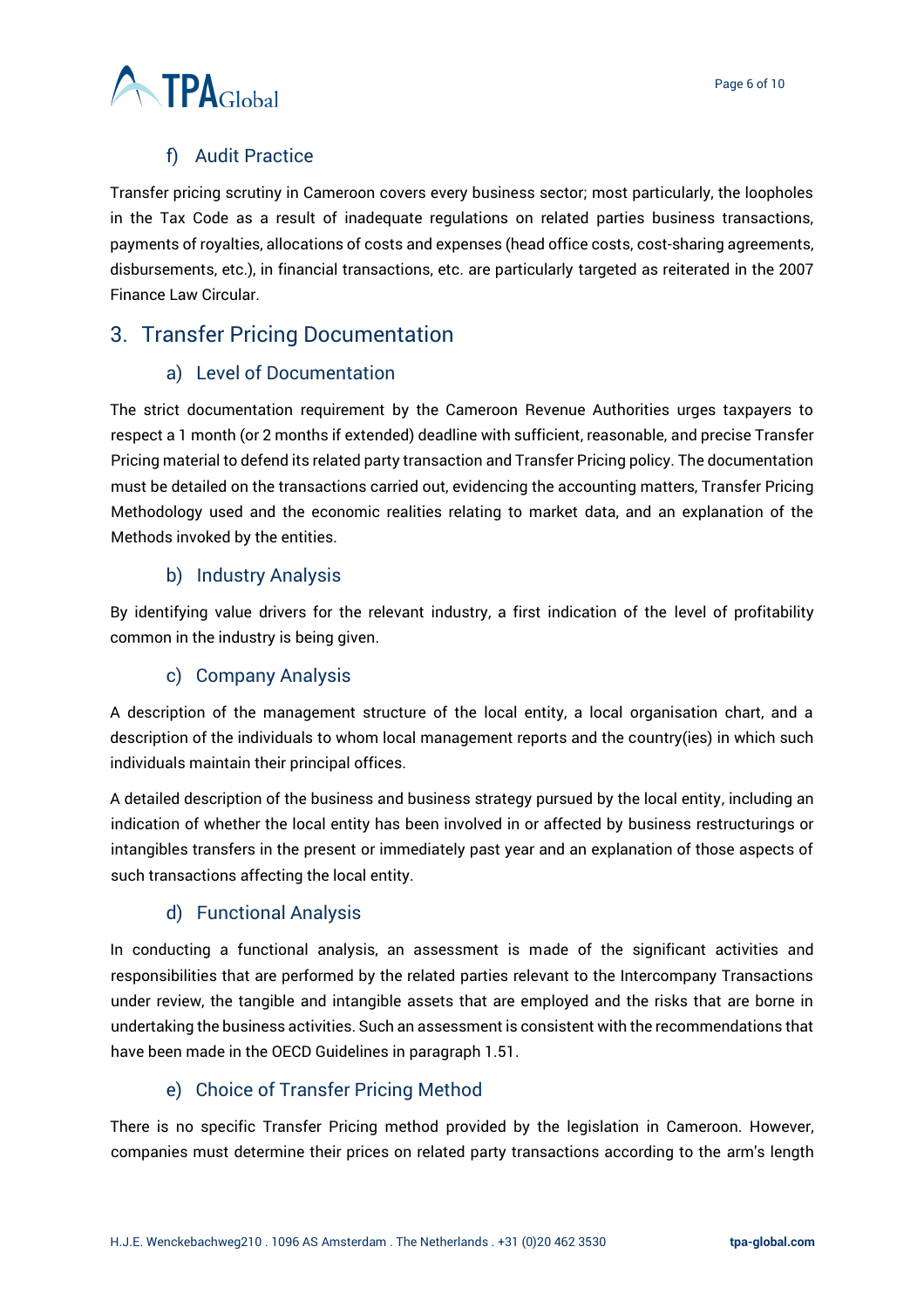### f) Audit Practice

Transfer pricing scrutiny in Cameroon covers every business sector; most particularly, the loopholes in the Tax Code as a result of inadequate regulations on related parties business transactions, payments of royalties, allocations of costs and expenses (head office costs, cost-sharing agreements, disbursements, etc.), in financial transactions, etc. are particularly targeted as reiterated in the 2007 Finance Law Circular.

## 3. Transfer Pricing Documentation

### a) Level of Documentation

The strict documentation requirement by the Cameroon Revenue Authorities urges taxpayers to respect a 1 month (or 2 months if extended) deadline with sufficient, reasonable, and precise Transfer Pricing material to defend its related party transaction and Transfer Pricing policy. The documentation must be detailed on the transactions carried out, evidencing the accounting matters, Transfer Pricing Methodology used and the economic realities relating to market data, and an explanation of the Methods invoked by the entities.

### b) Industry Analysis

By identifying value drivers for the relevant industry, a first indication of the level of profitability common in the industry is being given.

### c) Company Analysis

A description of the management structure of the local entity, a local organisation chart, and a description of the individuals to whom local management reports and the country(ies) in which such individuals maintain their principal offices.

A detailed description of the business and business strategy pursued by the local entity, including an indication of whether the local entity has been involved in or affected by business restructurings or intangibles transfers in the present or immediately past year and an explanation of those aspects of such transactions affecting the local entity.

### d) Functional Analysis

In conducting a functional analysis, an assessment is made of the significant activities and responsibilities that are performed by the related parties relevant to the Intercompany Transactions under review, the tangible and intangible assets that are employed and the risks that are borne in undertaking the business activities. Such an assessment is consistent with the recommendations that have been made in the OECD Guidelines in paragraph 1.51.

### e) Choice of Transfer Pricing Method

There is no specific Transfer Pricing method provided by the legislation in Cameroon. However, companies must determine their prices on related party transactions according to the arm's length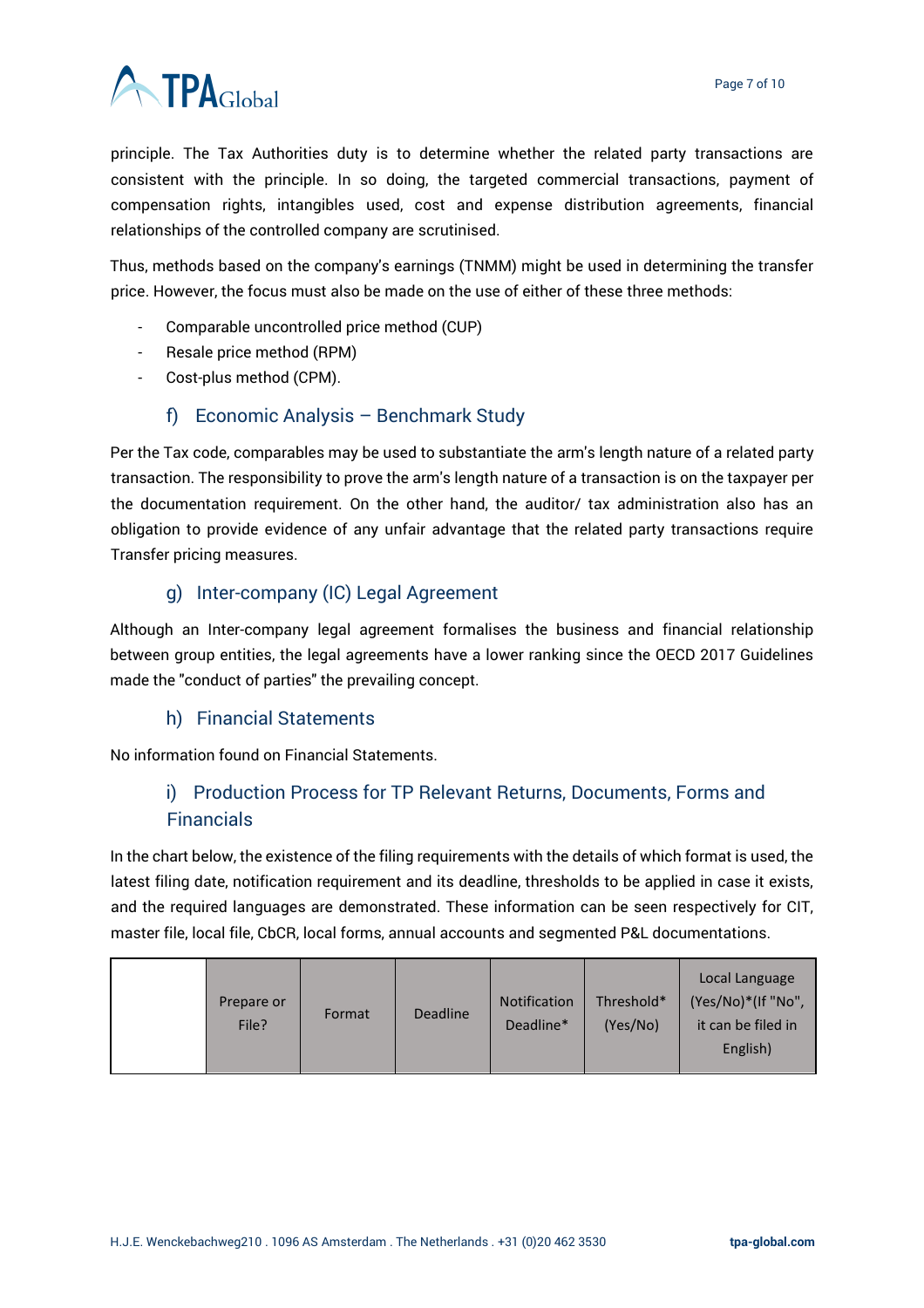principle. The Tax Authorities duty is to determine whether the related party transactions are consistent with the principle. In so doing, the targeted commercial transactions, payment of compensation rights, intangibles used, cost and expense distribution agreements, financial relationships of the controlled company are scrutinised.

Thus, methods based on the company's earnings (TNMM) might be used in determining the transfer price. However, the focus must also be made on the use of either of these three methods:

- Comparable uncontrolled price method (CUP)
- Resale price method (RPM)
- Cost-plus method (CPM).

### f) Economic Analysis – Benchmark Study

Per the Tax code, comparables may be used to substantiate the arm's length nature of a related party transaction. The responsibility to prove the arm's length nature of a transaction is on the taxpayer per the documentation requirement. On the other hand, the auditor/ tax administration also has an obligation to provide evidence of any unfair advantage that the related party transactions require Transfer pricing measures.

### g) Inter-company (IC) Legal Agreement

Although an Inter-company legal agreement formalises the business and financial relationship between group entities, the legal agreements have a lower ranking since the OECD 2017 Guidelines made the "conduct of parties" the prevailing concept.

### h) Financial Statements

No information found on Financial Statements.

### i) Production Process for TP Relevant Returns, Documents, Forms and Financials

In the chart below, the existence of the filing requirements with the details of which format is used, the latest filing date, notification requirement and its deadline, thresholds to be applied in case it exists, and the required languages are demonstrated. These information can be seen respectively for CIT, master file, local file, CbCR, local forms, annual accounts and segmented P&L documentations.

| | Prepare or File? | Format | Deadline | Notification Deadline* | Threshold* (Yes/No) | Local Language (Yes/No)*(If "No", it can be filed in English) |
|---|---|---|---|---|---|---|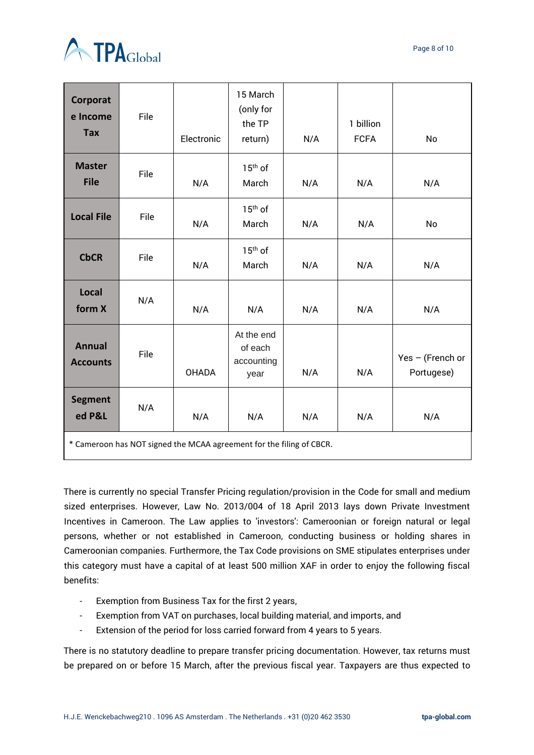| | | | | | | |
|---|---|---|---|---|---|---|
| **Corporate Income Tax** | File | Electronic | 15 March (only for the TP return) | N/A | 1 billion FCFA | No |
| **Master File** | File | N/A | 15th of March | N/A | N/A | N/A |
| **Local File** | File | N/A | 15th of March | N/A | N/A | No |
| **CbCR** | File | N/A | 15th of March | N/A | N/A | N/A |
| **Local form X** | N/A | N/A | N/A | N/A | N/A | N/A |
| **Annual Accounts** | File | OHADA | At the end of each accounting year | N/A | N/A | Yes – (French or Portugese) |
| **Segmented P&L** | N/A | N/A | N/A | N/A | N/A | N/A |
| * Cameroon has NOT signed the MCAA agreement for the filing of CBCR. | | | | | | |

There is currently no special Transfer Pricing regulation/provision in the Code for small and medium sized enterprises. However, Law No. 2013/004 of 18 April 2013 lays down Private Investment Incentives in Cameroon. The Law applies to 'investors': Cameroonian or foreign natural or legal persons, whether or not established in Cameroon, conducting business or holding shares in Cameroonian companies. Furthermore, the Tax Code provisions on SME stipulates enterprises under this category must have a capital of at least 500 million XAF in order to enjoy the following fiscal benefits:

- Exemption from Business Tax for the first 2 years,
- Exemption from VAT on purchases, local building material, and imports, and
- Extension of the period for loss carried forward from 4 years to 5 years.

There is no statutory deadline to prepare transfer pricing documentation. However, tax returns must be prepared on or before 15 March, after the previous fiscal year. Taxpayers are thus expected to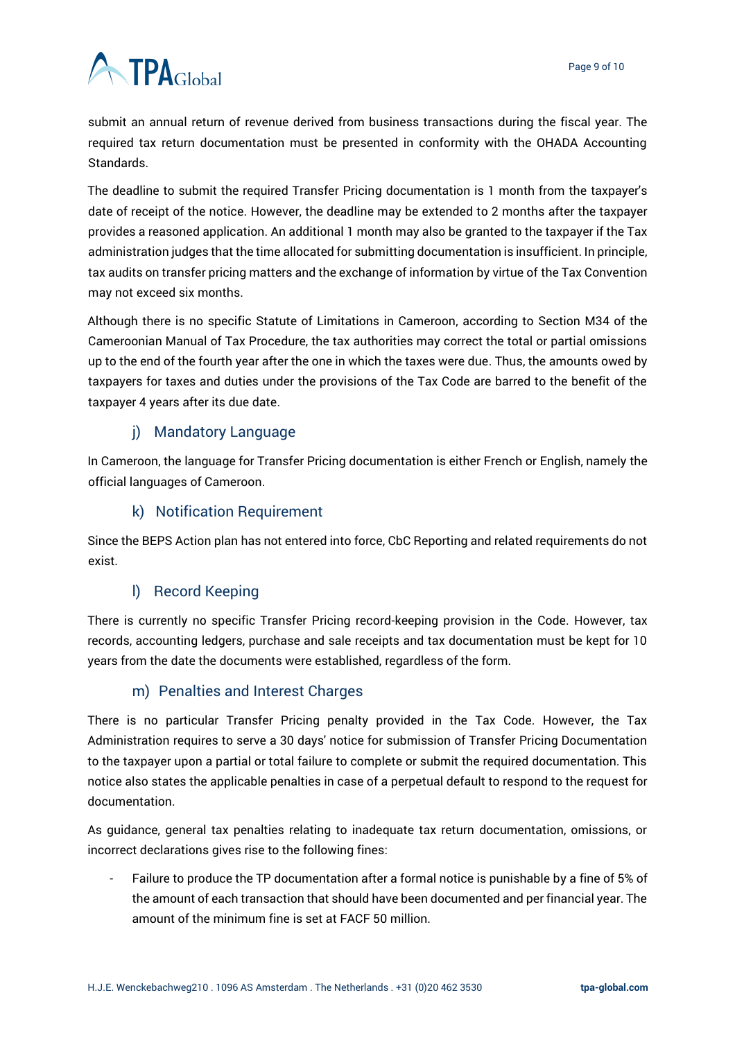submit an annual return of revenue derived from business transactions during the fiscal year. The required tax return documentation must be presented in conformity with the OHADA Accounting Standards.

The deadline to submit the required Transfer Pricing documentation is 1 month from the taxpayer's date of receipt of the notice. However, the deadline may be extended to 2 months after the taxpayer provides a reasoned application. An additional 1 month may also be granted to the taxpayer if the Tax administration judges that the time allocated for submitting documentation is insufficient. In principle, tax audits on transfer pricing matters and the exchange of information by virtue of the Tax Convention may not exceed six months.

Although there is no specific Statute of Limitations in Cameroon, according to Section M34 of the Cameroonian Manual of Tax Procedure, the tax authorities may correct the total or partial omissions up to the end of the fourth year after the one in which the taxes were due. Thus, the amounts owed by taxpayers for taxes and duties under the provisions of the Tax Code are barred to the benefit of the taxpayer 4 years after its due date.

### j) Mandatory Language

In Cameroon, the language for Transfer Pricing documentation is either French or English, namely the official languages of Cameroon.

### k) Notification Requirement

Since the BEPS Action plan has not entered into force, CbC Reporting and related requirements do not exist.

### l) Record Keeping

There is currently no specific Transfer Pricing record-keeping provision in the Code. However, tax records, accounting ledgers, purchase and sale receipts and tax documentation must be kept for 10 years from the date the documents were established, regardless of the form.

### m) Penalties and Interest Charges

There is no particular Transfer Pricing penalty provided in the Tax Code. However, the Tax Administration requires to serve a 30 days' notice for submission of Transfer Pricing Documentation to the taxpayer upon a partial or total failure to complete or submit the required documentation. This notice also states the applicable penalties in case of a perpetual default to respond to the request for documentation.

As guidance, general tax penalties relating to inadequate tax return documentation, omissions, or incorrect declarations gives rise to the following fines:

- Failure to produce the TP documentation after a formal notice is punishable by a fine of 5% of the amount of each transaction that should have been documented and per financial year. The amount of the minimum fine is set at FACF 50 million.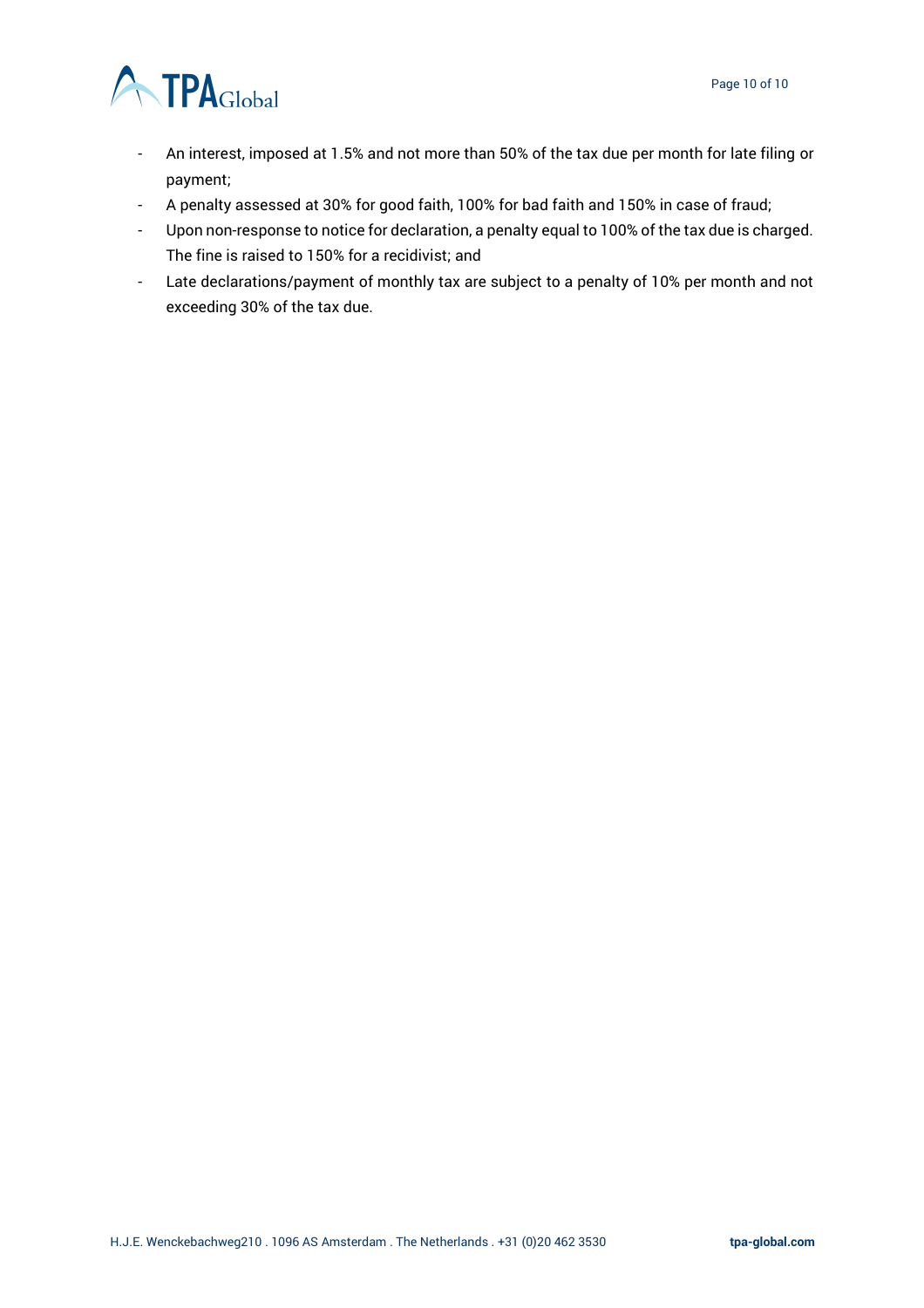- An interest, imposed at 1.5% and not more than 50% of the tax due per month for late filing or payment;
- A penalty assessed at 30% for good faith, 100% for bad faith and 150% in case of fraud;
- Upon non-response to notice for declaration, a penalty equal to 100% of the tax due is charged. The fine is raised to 150% for a recidivist; and
- Late declarations/payment of monthly tax are subject to a penalty of 10% per month and not exceeding 30% of the tax due.